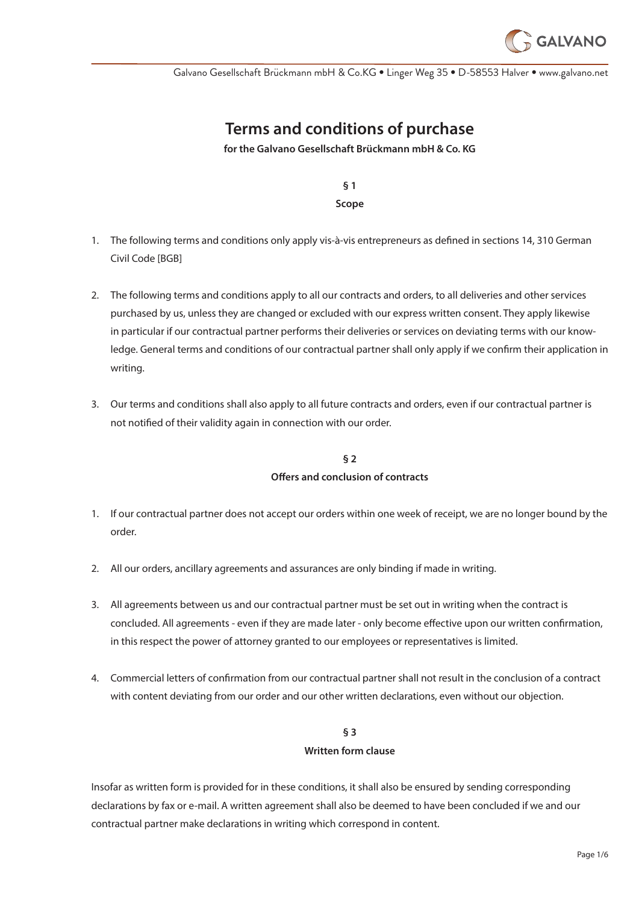# Terms and conditions of purchase

**for the Galvano Gesellschaft Brückmann mbH & Co. KG**

## § 1
## Scope

1. The following terms and conditions only apply vis-à-vis entrepreneurs as defined in sections 14, 310 German Civil Code [BGB]

2. The following terms and conditions apply to all our contracts and orders, to all deliveries and other services purchased by us, unless they are changed or excluded with our express written consent. They apply likewise in particular if our contractual partner performs their deliveries or services on deviating terms with our knowledge. General terms and conditions of our contractual partner shall only apply if we confirm their application in writing.

3. Our terms and conditions shall also apply to all future contracts and orders, even if our contractual partner is not notified of their validity again in connection with our order.

## § 2
## Offers and conclusion of contracts

1. If our contractual partner does not accept our orders within one week of receipt, we are no longer bound by the order.

2. All our orders, ancillary agreements and assurances are only binding if made in writing.

3. All agreements between us and our contractual partner must be set out in writing when the contract is concluded. All agreements - even if they are made later - only become effective upon our written confirmation, in this respect the power of attorney granted to our employees or representatives is limited.

4. Commercial letters of confirmation from our contractual partner shall not result in the conclusion of a contract with content deviating from our order and our other written declarations, even without our objection.

## § 3
## Written form clause

Insofar as written form is provided for in these conditions, it shall also be ensured by sending corresponding declarations by fax or e-mail. A written agreement shall also be deemed to have been concluded if we and our contractual partner make declarations in writing which correspond in content.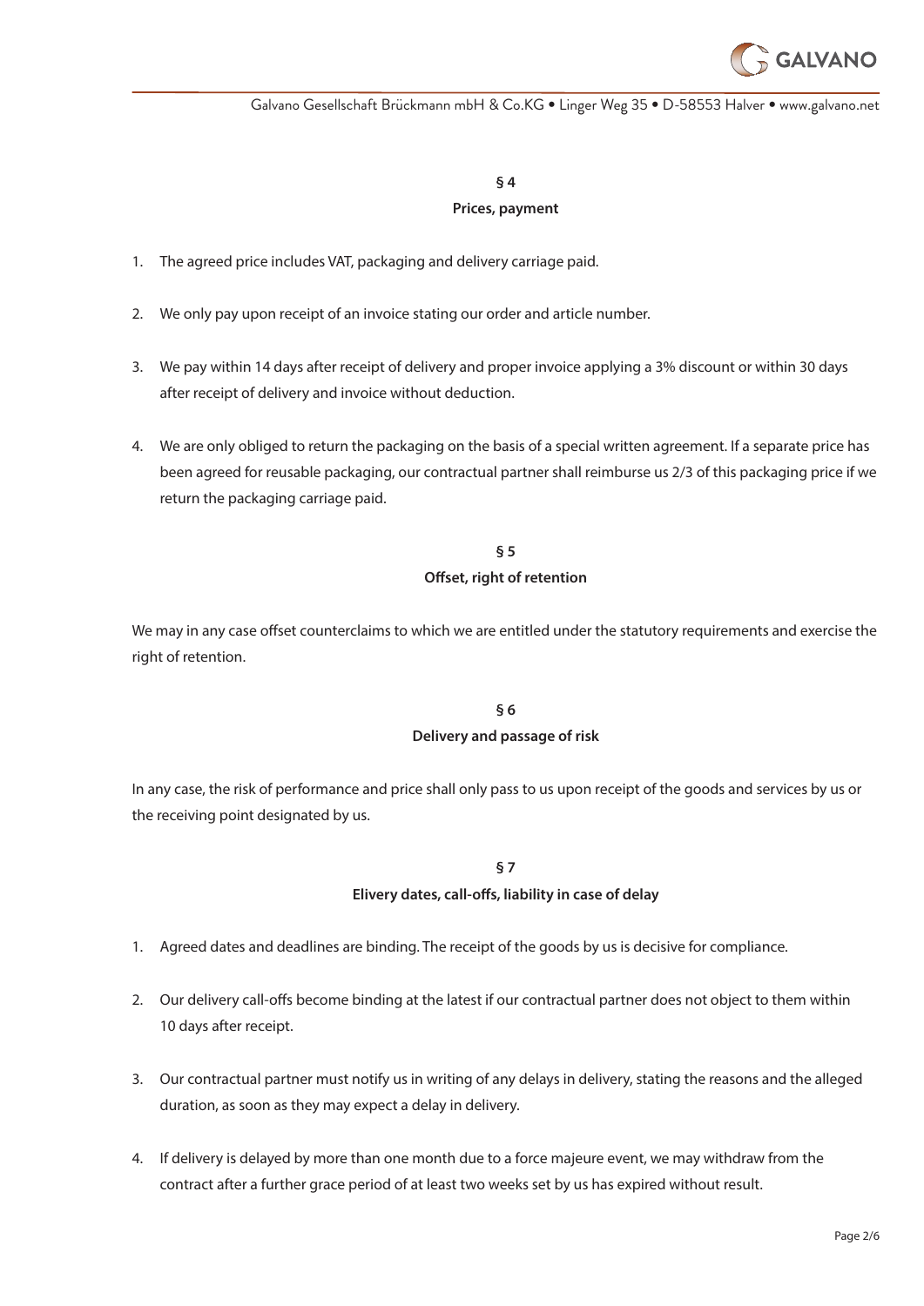## § 4
## Prices, payment

1. The agreed price includes VAT, packaging and delivery carriage paid.
2. We only pay upon receipt of an invoice stating our order and article number.
3. We pay within 14 days after receipt of delivery and proper invoice applying a 3% discount or within 30 days after receipt of delivery and invoice without deduction.
4. We are only obliged to return the packaging on the basis of a special written agreement. If a separate price has been agreed for reusable packaging, our contractual partner shall reimburse us 2/3 of this packaging price if we return the packaging carriage paid.

## § 5
## Offset, right of retention

We may in any case offset counterclaims to which we are entitled under the statutory requirements and exercise the right of retention.

## § 6
## Delivery and passage of risk

In any case, the risk of performance and price shall only pass to us upon receipt of the goods and services by us or the receiving point designated by us.

## § 7
## Elivery dates, call-offs, liability in case of delay

1. Agreed dates and deadlines are binding. The receipt of the goods by us is decisive for compliance.
2. Our delivery call-offs become binding at the latest if our contractual partner does not object to them within 10 days after receipt.
3. Our contractual partner must notify us in writing of any delays in delivery, stating the reasons and the alleged duration, as soon as they may expect a delay in delivery.
4. If delivery is delayed by more than one month due to a force majeure event, we may withdraw from the contract after a further grace period of at least two weeks set by us has expired without result.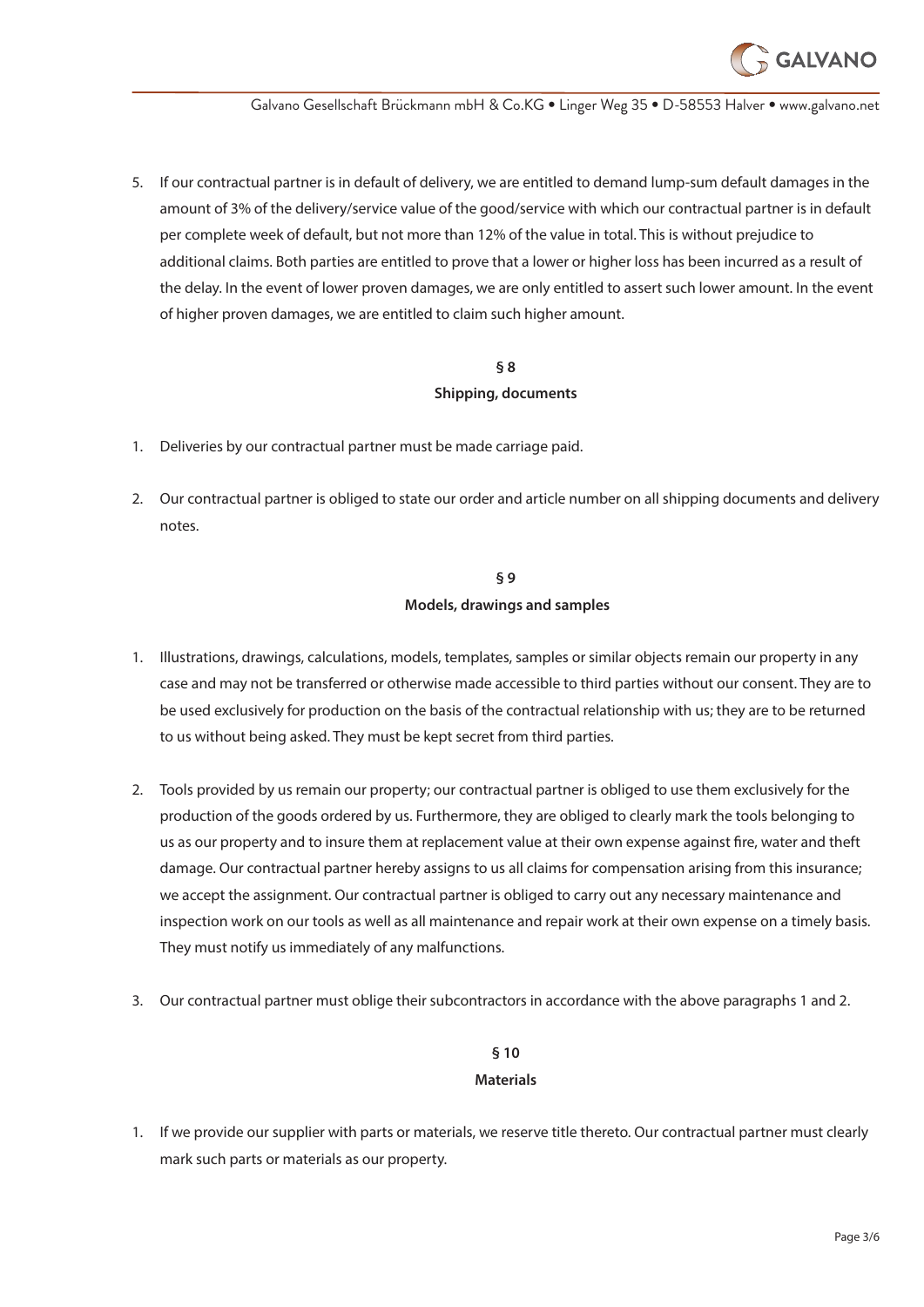5. If our contractual partner is in default of delivery, we are entitled to demand lump-sum default damages in the amount of 3% of the delivery/service value of the good/service with which our contractual partner is in default per complete week of default, but not more than 12% of the value in total. This is without prejudice to additional claims. Both parties are entitled to prove that a lower or higher loss has been incurred as a result of the delay. In the event of lower proven damages, we are only entitled to assert such lower amount. In the event of higher proven damages, we are entitled to claim such higher amount.

## § 8
## Shipping, documents

1. Deliveries by our contractual partner must be made carriage paid.

2. Our contractual partner is obliged to state our order and article number on all shipping documents and delivery notes.

## § 9
## Models, drawings and samples

1. Illustrations, drawings, calculations, models, templates, samples or similar objects remain our property in any case and may not be transferred or otherwise made accessible to third parties without our consent. They are to be used exclusively for production on the basis of the contractual relationship with us; they are to be returned to us without being asked. They must be kept secret from third parties.

2. Tools provided by us remain our property; our contractual partner is obliged to use them exclusively for the production of the goods ordered by us. Furthermore, they are obliged to clearly mark the tools belonging to us as our property and to insure them at replacement value at their own expense against fire, water and theft damage. Our contractual partner hereby assigns to us all claims for compensation arising from this insurance; we accept the assignment. Our contractual partner is obliged to carry out any necessary maintenance and inspection work on our tools as well as all maintenance and repair work at their own expense on a timely basis. They must notify us immediately of any malfunctions.

3. Our contractual partner must oblige their subcontractors in accordance with the above paragraphs 1 and 2.

## § 10
## Materials

1. If we provide our supplier with parts or materials, we reserve title thereto. Our contractual partner must clearly mark such parts or materials as our property.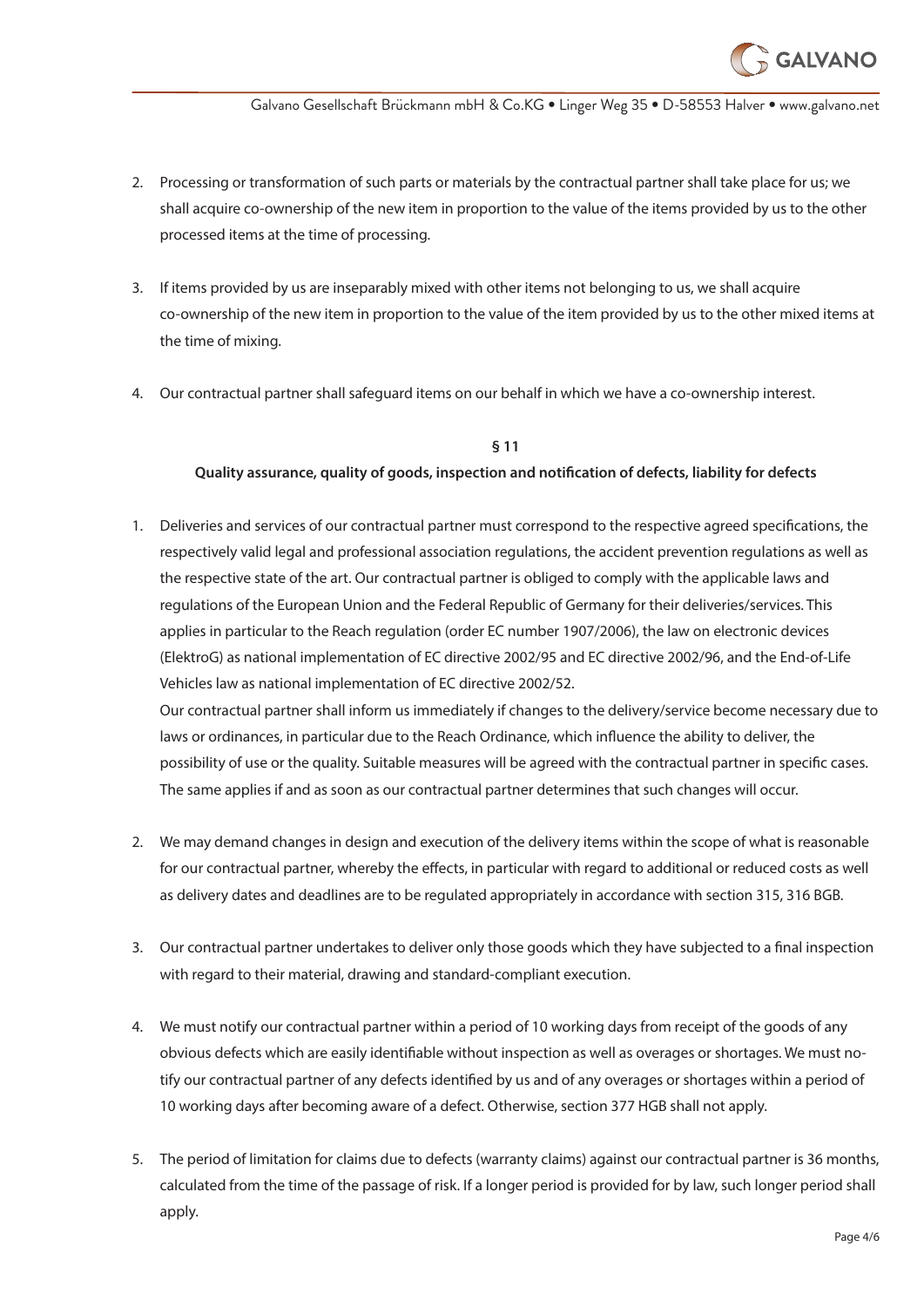2. Processing or transformation of such parts or materials by the contractual partner shall take place for us; we shall acquire co-ownership of the new item in proportion to the value of the items provided by us to the other processed items at the time of processing.

3. If items provided by us are inseparably mixed with other items not belonging to us, we shall acquire co-ownership of the new item in proportion to the value of the item provided by us to the other mixed items at the time of mixing.

4. Our contractual partner shall safeguard items on our behalf in which we have a co-ownership interest.

## § 11

## Quality assurance, quality of goods, inspection and notification of defects, liability for defects

1. Deliveries and services of our contractual partner must correspond to the respective agreed specifications, the respectively valid legal and professional association regulations, the accident prevention regulations as well as the respective state of the art. Our contractual partner is obliged to comply with the applicable laws and regulations of the European Union and the Federal Republic of Germany for their deliveries/services. This applies in particular to the Reach regulation (order EC number 1907/2006), the law on electronic devices (ElektroG) as national implementation of EC directive 2002/95 and EC directive 2002/96, and the End-of-Life Vehicles law as national implementation of EC directive 2002/52.
   Our contractual partner shall inform us immediately if changes to the delivery/service become necessary due to laws or ordinances, in particular due to the Reach Ordinance, which influence the ability to deliver, the possibility of use or the quality. Suitable measures will be agreed with the contractual partner in specific cases. The same applies if and as soon as our contractual partner determines that such changes will occur.

2. We may demand changes in design and execution of the delivery items within the scope of what is reasonable for our contractual partner, whereby the effects, in particular with regard to additional or reduced costs as well as delivery dates and deadlines are to be regulated appropriately in accordance with section 315, 316 BGB.

3. Our contractual partner undertakes to deliver only those goods which they have subjected to a final inspection with regard to their material, drawing and standard-compliant execution.

4. We must notify our contractual partner within a period of 10 working days from receipt of the goods of any obvious defects which are easily identifiable without inspection as well as overages or shortages. We must notify our contractual partner of any defects identified by us and of any overages or shortages within a period of 10 working days after becoming aware of a defect. Otherwise, section 377 HGB shall not apply.

5. The period of limitation for claims due to defects (warranty claims) against our contractual partner is 36 months, calculated from the time of the passage of risk. If a longer period is provided for by law, such longer period shall apply.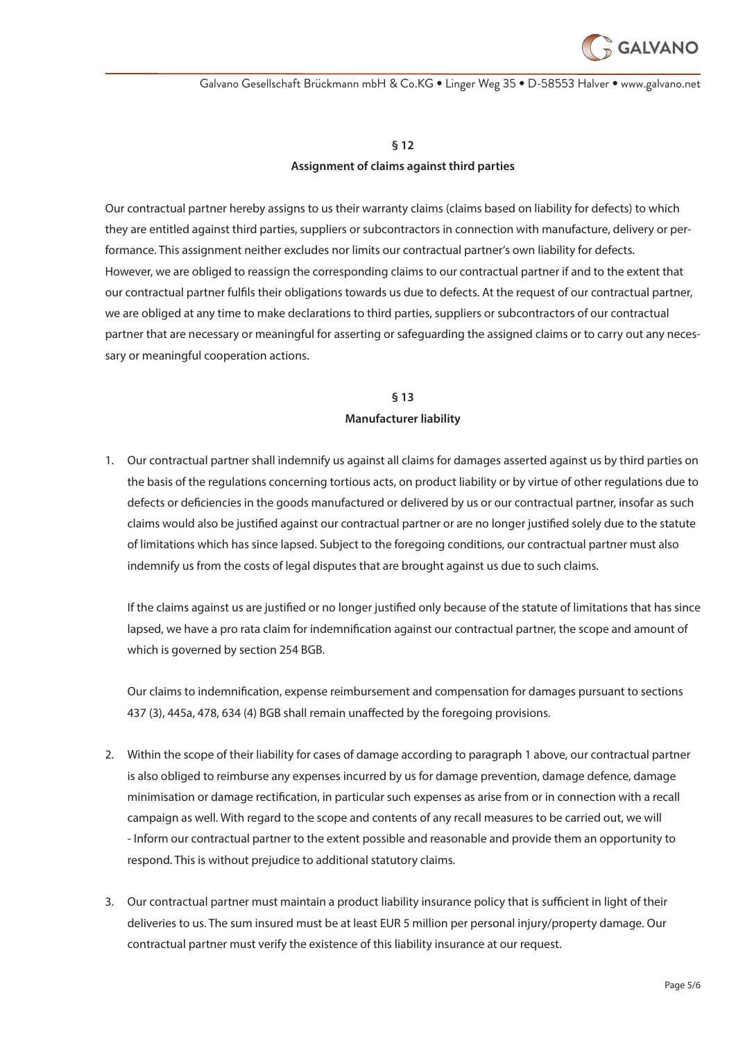## § 12
## Assignment of claims against third parties

Our contractual partner hereby assigns to us their warranty claims (claims based on liability for defects) to which they are entitled against third parties, suppliers or subcontractors in connection with manufacture, delivery or performance. This assignment neither excludes nor limits our contractual partner's own liability for defects. However, we are obliged to reassign the corresponding claims to our contractual partner if and to the extent that our contractual partner fulfils their obligations towards us due to defects. At the request of our contractual partner, we are obliged at any time to make declarations to third parties, suppliers or subcontractors of our contractual partner that are necessary or meaningful for asserting or safeguarding the assigned claims or to carry out any necessary or meaningful cooperation actions.

## § 13
## Manufacturer liability

1. Our contractual partner shall indemnify us against all claims for damages asserted against us by third parties on the basis of the regulations concerning tortious acts, on product liability or by virtue of other regulations due to defects or deficiencies in the goods manufactured or delivered by us or our contractual partner, insofar as such claims would also be justified against our contractual partner or are no longer justified solely due to the statute of limitations which has since lapsed. Subject to the foregoing conditions, our contractual partner must also indemnify us from the costs of legal disputes that are brought against us due to such claims.

   If the claims against us are justified or no longer justified only because of the statute of limitations that has since lapsed, we have a pro rata claim for indemnification against our contractual partner, the scope and amount of which is governed by section 254 BGB.

   Our claims to indemnification, expense reimbursement and compensation for damages pursuant to sections 437 (3), 445a, 478, 634 (4) BGB shall remain unaffected by the foregoing provisions.

2. Within the scope of their liability for cases of damage according to paragraph 1 above, our contractual partner is also obliged to reimburse any expenses incurred by us for damage prevention, damage defence, damage minimisation or damage rectification, in particular such expenses as arise from or in connection with a recall campaign as well. With regard to the scope and contents of any recall measures to be carried out, we will - Inform our contractual partner to the extent possible and reasonable and provide them an opportunity to respond. This is without prejudice to additional statutory claims.

3. Our contractual partner must maintain a product liability insurance policy that is sufficient in light of their deliveries to us. The sum insured must be at least EUR 5 million per personal injury/property damage. Our contractual partner must verify the existence of this liability insurance at our request.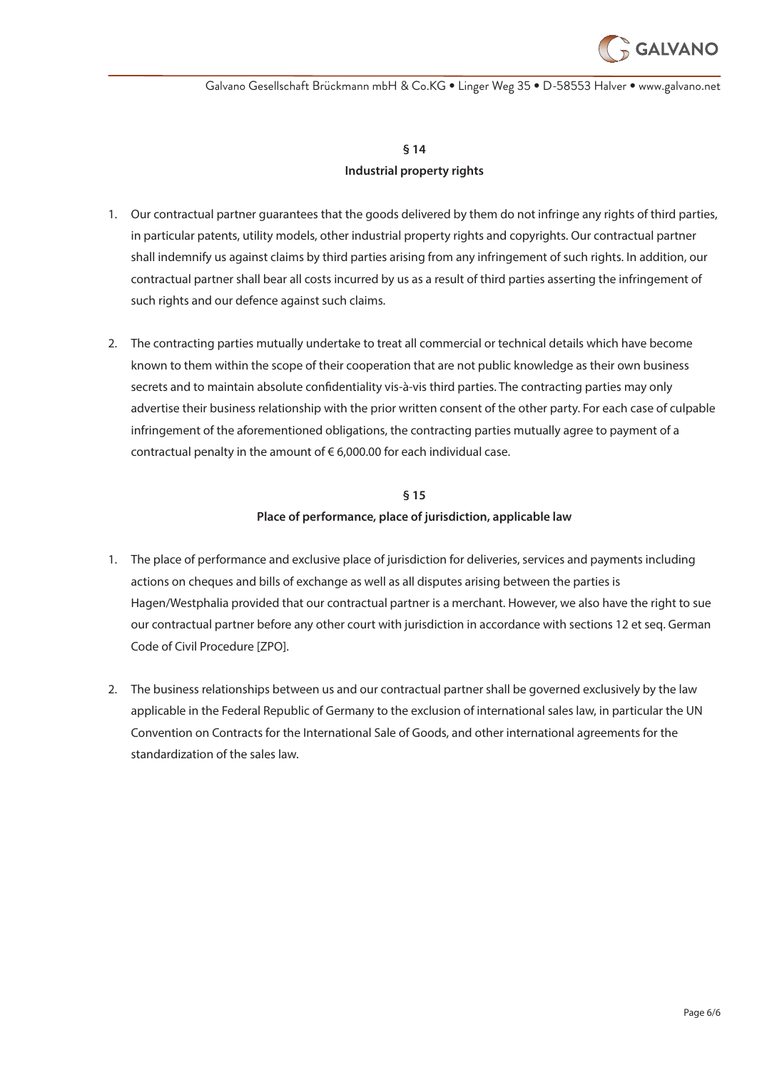## § 14
## Industrial property rights

1. Our contractual partner guarantees that the goods delivered by them do not infringe any rights of third parties, in particular patents, utility models, other industrial property rights and copyrights. Our contractual partner shall indemnify us against claims by third parties arising from any infringement of such rights. In addition, our contractual partner shall bear all costs incurred by us as a result of third parties asserting the infringement of such rights and our defence against such claims.

2. The contracting parties mutually undertake to treat all commercial or technical details which have become known to them within the scope of their cooperation that are not public knowledge as their own business secrets and to maintain absolute confidentiality vis-à-vis third parties. The contracting parties may only advertise their business relationship with the prior written consent of the other party. For each case of culpable infringement of the aforementioned obligations, the contracting parties mutually agree to payment of a contractual penalty in the amount of € 6,000.00 for each individual case.

## § 15
## Place of performance, place of jurisdiction, applicable law

1. The place of performance and exclusive place of jurisdiction for deliveries, services and payments including actions on cheques and bills of exchange as well as all disputes arising between the parties is Hagen/Westphalia provided that our contractual partner is a merchant. However, we also have the right to sue our contractual partner before any other court with jurisdiction in accordance with sections 12 et seq. German Code of Civil Procedure [ZPO].

2. The business relationships between us and our contractual partner shall be governed exclusively by the law applicable in the Federal Republic of Germany to the exclusion of international sales law, in particular the UN Convention on Contracts for the International Sale of Goods, and other international agreements for the standardization of the sales law.